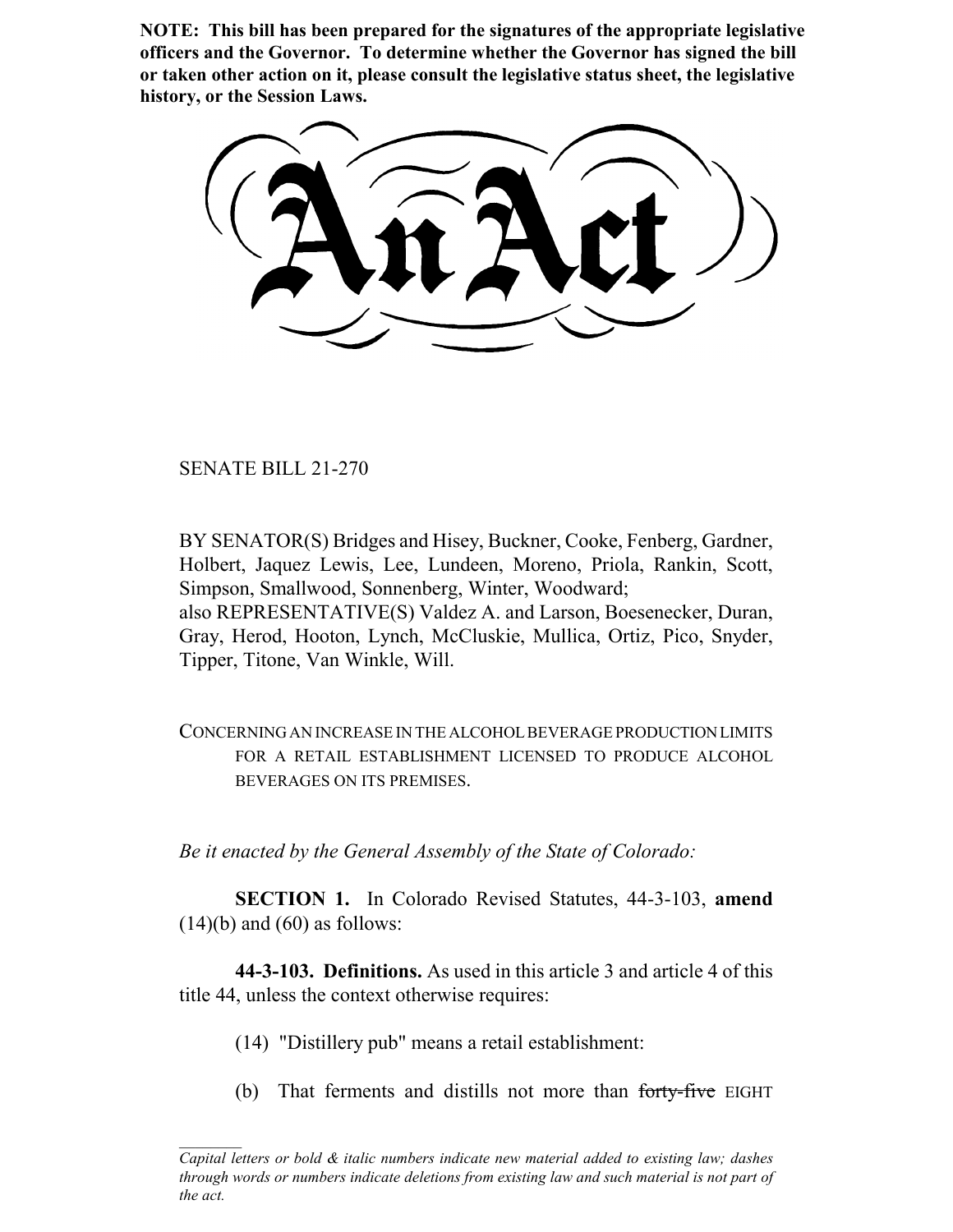**NOTE: This bill has been prepared for the signatures of the appropriate legislative officers and the Governor. To determine whether the Governor has signed the bill or taken other action on it, please consult the legislative status sheet, the legislative history, or the Session Laws.**

# An Act

SENATE BILL 21-270

BY SENATOR(S) Bridges and Hisey, Buckner, Cooke, Fenberg, Gardner, Holbert, Jaquez Lewis, Lee, Lundeen, Moreno, Priola, Rankin, Scott, Simpson, Smallwood, Sonnenberg, Winter, Woodward;
also REPRESENTATIVE(S) Valdez A. and Larson, Boesenecker, Duran, Gray, Herod, Hooton, Lynch, McCluskie, Mullica, Ortiz, Pico, Snyder, Tipper, Titone, Van Winkle, Will.

CONCERNING AN INCREASE IN THE ALCOHOL BEVERAGE PRODUCTION LIMITS FOR A RETAIL ESTABLISHMENT LICENSED TO PRODUCE ALCOHOL BEVERAGES ON ITS PREMISES.

*Be it enacted by the General Assembly of the State of Colorado:*

**SECTION 1.** In Colorado Revised Statutes, 44-3-103, **amend** (14)(b) and (60) as follows:

**44-3-103. Definitions.** As used in this article 3 and article 4 of this title 44, unless the context otherwise requires:

(14) "Distillery pub" means a retail establishment:

(b) That ferments and distills not more than ~~forty-five~~ EIGHT

---

*Capital letters or bold & italic numbers indicate new material added to existing law; dashes through words or numbers indicate deletions from existing law and such material is not part of the act.*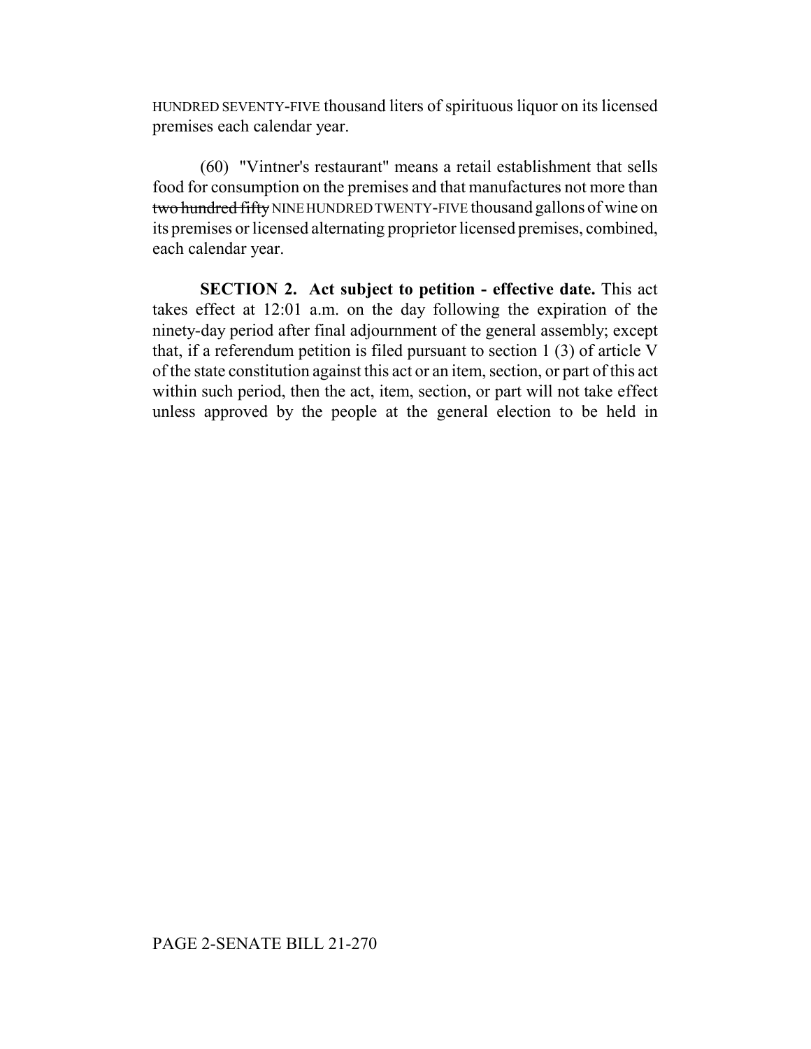HUNDRED SEVENTY-FIVE thousand liters of spirituous liquor on its licensed premises each calendar year.

(60) "Vintner's restaurant" means a retail establishment that sells food for consumption on the premises and that manufactures not more than ~~two hundred fifty~~ NINE HUNDRED TWENTY-FIVE thousand gallons of wine on its premises or licensed alternating proprietor licensed premises, combined, each calendar year.

**SECTION 2. Act subject to petition - effective date.** This act takes effect at 12:01 a.m. on the day following the expiration of the ninety-day period after final adjournment of the general assembly; except that, if a referendum petition is filed pursuant to section 1 (3) of article V of the state constitution against this act or an item, section, or part of this act within such period, then the act, item, section, or part will not take effect unless approved by the people at the general election to be held in

PAGE 2-SENATE BILL 21-270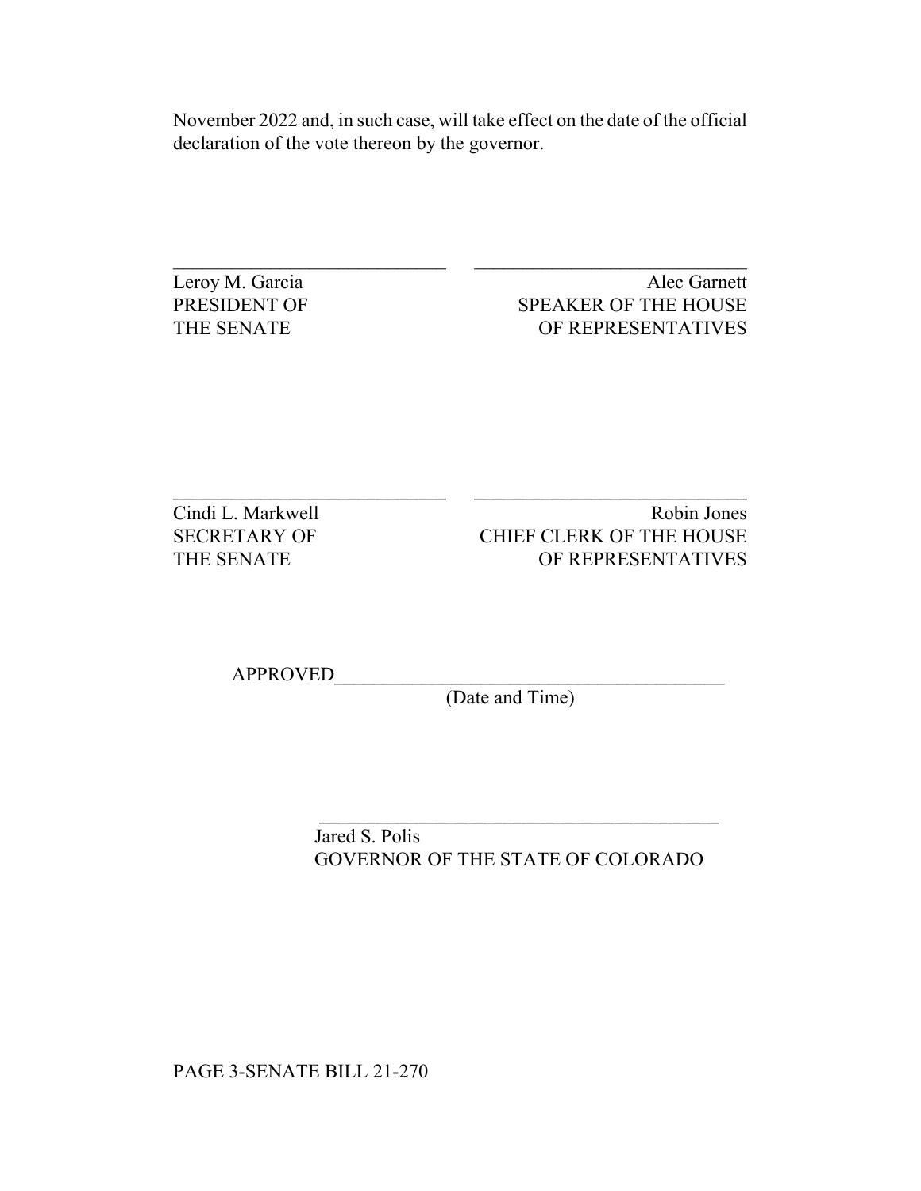November 2022 and, in such case, will take effect on the date of the official declaration of the vote thereon by the governor.

\_\_\_\_\_\_\_\_\_\_\_\_\_\_\_\_\_\_\_\_\_\_\_\_\_\_\_\_
Leroy M. Garcia
PRESIDENT OF
THE SENATE

\_\_\_\_\_\_\_\_\_\_\_\_\_\_\_\_\_\_\_\_\_\_\_\_\_\_\_\_
Alec Garnett
SPEAKER OF THE HOUSE
OF REPRESENTATIVES

\_\_\_\_\_\_\_\_\_\_\_\_\_\_\_\_\_\_\_\_\_\_\_\_\_\_\_\_
Cindi L. Markwell
SECRETARY OF
THE SENATE

\_\_\_\_\_\_\_\_\_\_\_\_\_\_\_\_\_\_\_\_\_\_\_\_\_\_\_\_
Robin Jones
CHIEF CLERK OF THE HOUSE
OF REPRESENTATIVES

APPROVED\_\_\_\_\_\_\_\_\_\_\_\_\_\_\_\_\_\_\_\_\_\_\_\_\_\_\_\_\_\_\_\_\_\_\_\_\_\_\_\_
(Date and Time)

\_\_\_\_\_\_\_\_\_\_\_\_\_\_\_\_\_\_\_\_\_\_\_\_\_\_\_\_\_\_\_\_\_\_\_\_\_\_\_\_
Jared S. Polis
GOVERNOR OF THE STATE OF COLORADO

PAGE 3-SENATE BILL 21-270